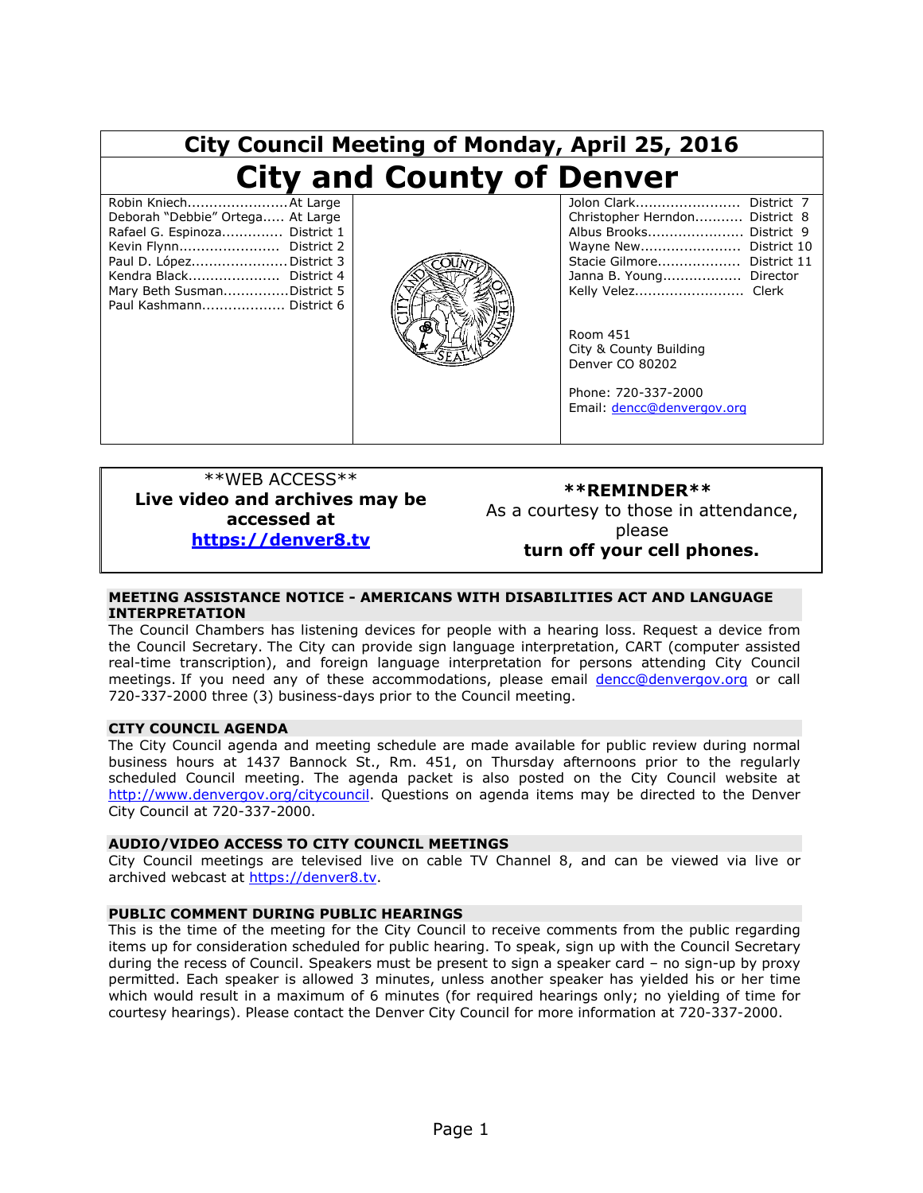# City Council Meeting of Monday, April 25, 2016

# City and County of Denver

Robin Kniech....................... At Large
Deborah "Debbie" Ortega..... At Large
Rafael G. Espinoza.............. District 1
Kevin Flynn....................... District 2
Paul D. López..................... District 3
Kendra Black...................... District 4
Mary Beth Susman............... District 5
Paul Kashmann................... District 6

Jolon Clark........................ District 7
Christopher Herndon........... District 8
Albus Brooks...................... District 9
Wayne New....................... District 10
Stacie Gilmore................... District 11
Janna B. Young.................. Director
Kelly Velez......................... Clerk

Room 451
City & County Building
Denver CO 80202

Phone: 720-337-2000
Email: dencc@denvergov.org

**WEB ACCESS**
**Live video and archives may be accessed at**
**https://denver8.tv**

****REMINDER****
As a courtesy to those in attendance, please
**turn off your cell phones.**

### MEETING ASSISTANCE NOTICE - AMERICANS WITH DISABILITIES ACT AND LANGUAGE INTERPRETATION

The Council Chambers has listening devices for people with a hearing loss. Request a device from the Council Secretary. The City can provide sign language interpretation, CART (computer assisted real-time transcription), and foreign language interpretation for persons attending City Council meetings. If you need any of these accommodations, please email dencc@denvergov.org or call 720-337-2000 three (3) business-days prior to the Council meeting.

### CITY COUNCIL AGENDA

The City Council agenda and meeting schedule are made available for public review during normal business hours at 1437 Bannock St., Rm. 451, on Thursday afternoons prior to the regularly scheduled Council meeting. The agenda packet is also posted on the City Council website at http://www.denvergov.org/citycouncil. Questions on agenda items may be directed to the Denver City Council at 720-337-2000.

### AUDIO/VIDEO ACCESS TO CITY COUNCIL MEETINGS

City Council meetings are televised live on cable TV Channel 8, and can be viewed via live or archived webcast at https://denver8.tv.

### PUBLIC COMMENT DURING PUBLIC HEARINGS

This is the time of the meeting for the City Council to receive comments from the public regarding items up for consideration scheduled for public hearing. To speak, sign up with the Council Secretary during the recess of Council. Speakers must be present to sign a speaker card – no sign-up by proxy permitted. Each speaker is allowed 3 minutes, unless another speaker has yielded his or her time which would result in a maximum of 6 minutes (for required hearings only; no yielding of time for courtesy hearings). Please contact the Denver City Council for more information at 720-337-2000.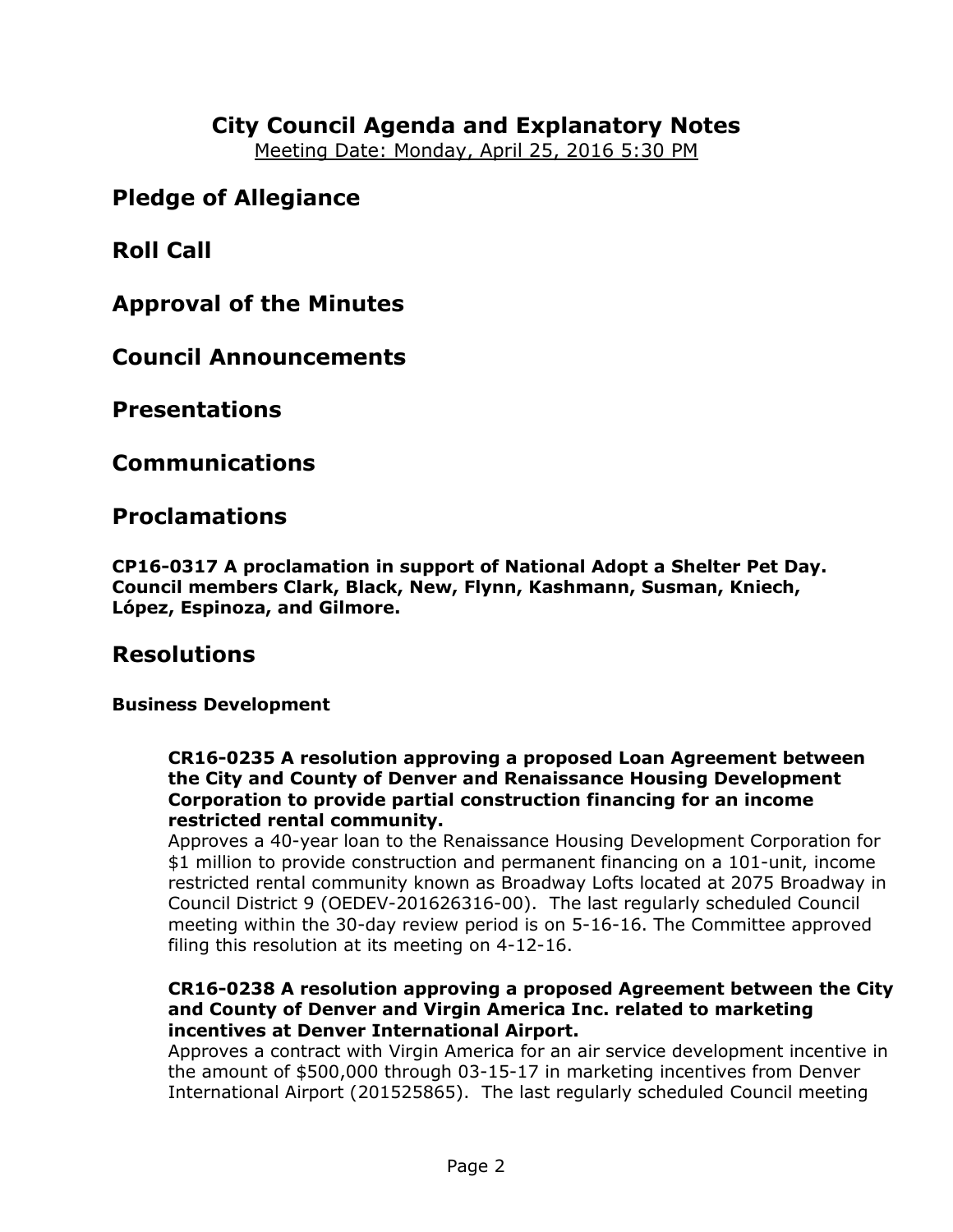# City Council Agenda and Explanatory Notes

Meeting Date: Monday, April 25, 2016 5:30 PM

## Pledge of Allegiance

## Roll Call

## Approval of the Minutes

## Council Announcements

## Presentations

## Communications

## Proclamations

**CP16-0317 A proclamation in support of National Adopt a Shelter Pet Day. Council members Clark, Black, New, Flynn, Kashmann, Susman, Kniech, López, Espinoza, and Gilmore.**

## Resolutions

**Business Development**

**CR16-0235 A resolution approving a proposed Loan Agreement between the City and County of Denver and Renaissance Housing Development Corporation to provide partial construction financing for an income restricted rental community.**
Approves a 40-year loan to the Renaissance Housing Development Corporation for $1 million to provide construction and permanent financing on a 101-unit, income restricted rental community known as Broadway Lofts located at 2075 Broadway in Council District 9 (OEDEV-201626316-00). The last regularly scheduled Council meeting within the 30-day review period is on 5-16-16. The Committee approved filing this resolution at its meeting on 4-12-16.

**CR16-0238 A resolution approving a proposed Agreement between the City and County of Denver and Virgin America Inc. related to marketing incentives at Denver International Airport.**
Approves a contract with Virgin America for an air service development incentive in the amount of $500,000 through 03-15-17 in marketing incentives from Denver International Airport (201525865). The last regularly scheduled Council meeting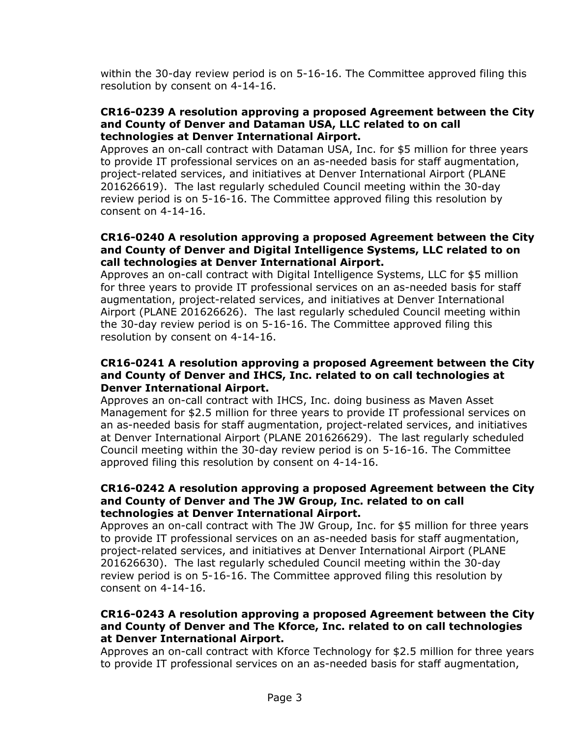within the 30-day review period is on 5-16-16. The Committee approved filing this resolution by consent on 4-14-16.

**CR16-0239 A resolution approving a proposed Agreement between the City and County of Denver and Dataman USA, LLC related to on call technologies at Denver International Airport.**
Approves an on-call contract with Dataman USA, Inc. for $5 million for three years to provide IT professional services on an as-needed basis for staff augmentation, project-related services, and initiatives at Denver International Airport (PLANE 201626619). The last regularly scheduled Council meeting within the 30-day review period is on 5-16-16. The Committee approved filing this resolution by consent on 4-14-16.

**CR16-0240 A resolution approving a proposed Agreement between the City and County of Denver and Digital Intelligence Systems, LLC related to on call technologies at Denver International Airport.**
Approves an on-call contract with Digital Intelligence Systems, LLC for $5 million for three years to provide IT professional services on an as-needed basis for staff augmentation, project-related services, and initiatives at Denver International Airport (PLANE 201626626). The last regularly scheduled Council meeting within the 30-day review period is on 5-16-16. The Committee approved filing this resolution by consent on 4-14-16.

**CR16-0241 A resolution approving a proposed Agreement between the City and County of Denver and IHCS, Inc. related to on call technologies at Denver International Airport.**
Approves an on-call contract with IHCS, Inc. doing business as Maven Asset Management for $2.5 million for three years to provide IT professional services on an as-needed basis for staff augmentation, project-related services, and initiatives at Denver International Airport (PLANE 201626629). The last regularly scheduled Council meeting within the 30-day review period is on 5-16-16. The Committee approved filing this resolution by consent on 4-14-16.

**CR16-0242 A resolution approving a proposed Agreement between the City and County of Denver and The JW Group, Inc. related to on call technologies at Denver International Airport.**
Approves an on-call contract with The JW Group, Inc. for $5 million for three years to provide IT professional services on an as-needed basis for staff augmentation, project-related services, and initiatives at Denver International Airport (PLANE 201626630). The last regularly scheduled Council meeting within the 30-day review period is on 5-16-16. The Committee approved filing this resolution by consent on 4-14-16.

**CR16-0243 A resolution approving a proposed Agreement between the City and County of Denver and The Kforce, Inc. related to on call technologies at Denver International Airport.**
Approves an on-call contract with Kforce Technology for $2.5 million for three years to provide IT professional services on an as-needed basis for staff augmentation,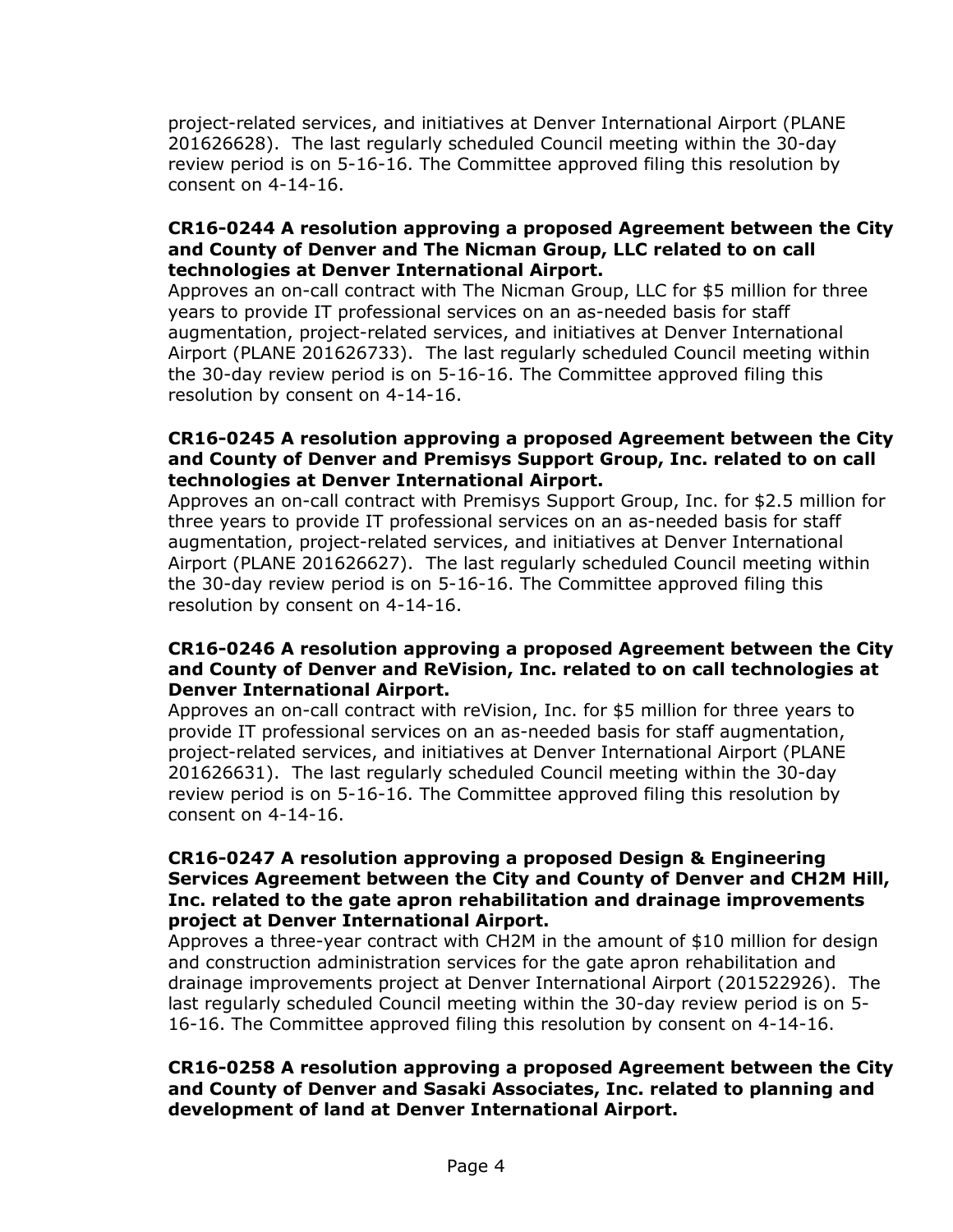project-related services, and initiatives at Denver International Airport (PLANE 201626628). The last regularly scheduled Council meeting within the 30-day review period is on 5-16-16. The Committee approved filing this resolution by consent on 4-14-16.

**CR16-0244 A resolution approving a proposed Agreement between the City and County of Denver and The Nicman Group, LLC related to on call technologies at Denver International Airport.**

Approves an on-call contract with The Nicman Group, LLC for $5 million for three years to provide IT professional services on an as-needed basis for staff augmentation, project-related services, and initiatives at Denver International Airport (PLANE 201626733). The last regularly scheduled Council meeting within the 30-day review period is on 5-16-16. The Committee approved filing this resolution by consent on 4-14-16.

**CR16-0245 A resolution approving a proposed Agreement between the City and County of Denver and Premisys Support Group, Inc. related to on call technologies at Denver International Airport.**

Approves an on-call contract with Premisys Support Group, Inc. for $2.5 million for three years to provide IT professional services on an as-needed basis for staff augmentation, project-related services, and initiatives at Denver International Airport (PLANE 201626627). The last regularly scheduled Council meeting within the 30-day review period is on 5-16-16. The Committee approved filing this resolution by consent on 4-14-16.

**CR16-0246 A resolution approving a proposed Agreement between the City and County of Denver and ReVision, Inc. related to on call technologies at Denver International Airport.**

Approves an on-call contract with reVision, Inc. for $5 million for three years to provide IT professional services on an as-needed basis for staff augmentation, project-related services, and initiatives at Denver International Airport (PLANE 201626631). The last regularly scheduled Council meeting within the 30-day review period is on 5-16-16. The Committee approved filing this resolution by consent on 4-14-16.

**CR16-0247 A resolution approving a proposed Design & Engineering Services Agreement between the City and County of Denver and CH2M Hill, Inc. related to the gate apron rehabilitation and drainage improvements project at Denver International Airport.**

Approves a three-year contract with CH2M in the amount of $10 million for design and construction administration services for the gate apron rehabilitation and drainage improvements project at Denver International Airport (201522926). The last regularly scheduled Council meeting within the 30-day review period is on 5-16-16. The Committee approved filing this resolution by consent on 4-14-16.

**CR16-0258 A resolution approving a proposed Agreement between the City and County of Denver and Sasaki Associates, Inc. related to planning and development of land at Denver International Airport.**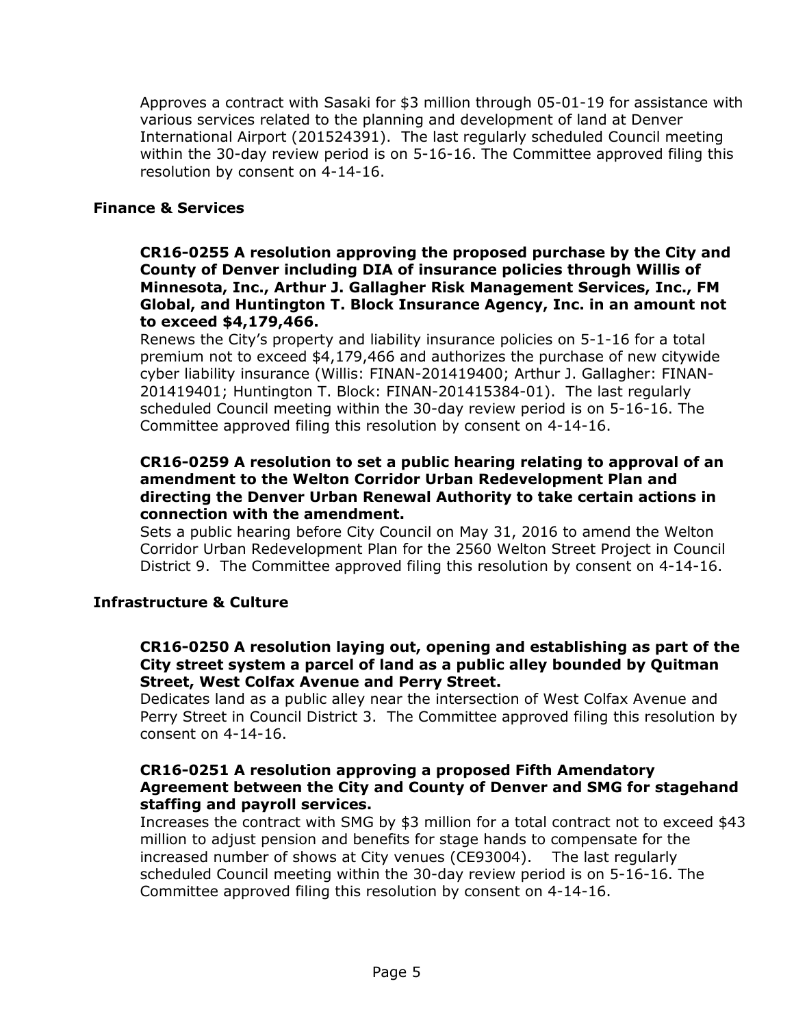Approves a contract with Sasaki for $3 million through 05-01-19 for assistance with various services related to the planning and development of land at Denver International Airport (201524391). The last regularly scheduled Council meeting within the 30-day review period is on 5-16-16. The Committee approved filing this resolution by consent on 4-14-16.

### Finance & Services

**CR16-0255 A resolution approving the proposed purchase by the City and County of Denver including DIA of insurance policies through Willis of Minnesota, Inc., Arthur J. Gallagher Risk Management Services, Inc., FM Global, and Huntington T. Block Insurance Agency, Inc. in an amount not to exceed $4,179,466.**
Renews the City's property and liability insurance policies on 5-1-16 for a total premium not to exceed $4,179,466 and authorizes the purchase of new citywide cyber liability insurance (Willis: FINAN-201419400; Arthur J. Gallagher: FINAN-201419401; Huntington T. Block: FINAN-201415384-01). The last regularly scheduled Council meeting within the 30-day review period is on 5-16-16. The Committee approved filing this resolution by consent on 4-14-16.

**CR16-0259 A resolution to set a public hearing relating to approval of an amendment to the Welton Corridor Urban Redevelopment Plan and directing the Denver Urban Renewal Authority to take certain actions in connection with the amendment.**
Sets a public hearing before City Council on May 31, 2016 to amend the Welton Corridor Urban Redevelopment Plan for the 2560 Welton Street Project in Council District 9. The Committee approved filing this resolution by consent on 4-14-16.

### Infrastructure & Culture

**CR16-0250 A resolution laying out, opening and establishing as part of the City street system a parcel of land as a public alley bounded by Quitman Street, West Colfax Avenue and Perry Street.**
Dedicates land as a public alley near the intersection of West Colfax Avenue and Perry Street in Council District 3. The Committee approved filing this resolution by consent on 4-14-16.

**CR16-0251 A resolution approving a proposed Fifth Amendatory Agreement between the City and County of Denver and SMG for stagehand staffing and payroll services.**
Increases the contract with SMG by $3 million for a total contract not to exceed $43 million to adjust pension and benefits for stage hands to compensate for the increased number of shows at City venues (CE93004). The last regularly scheduled Council meeting within the 30-day review period is on 5-16-16. The Committee approved filing this resolution by consent on 4-14-16.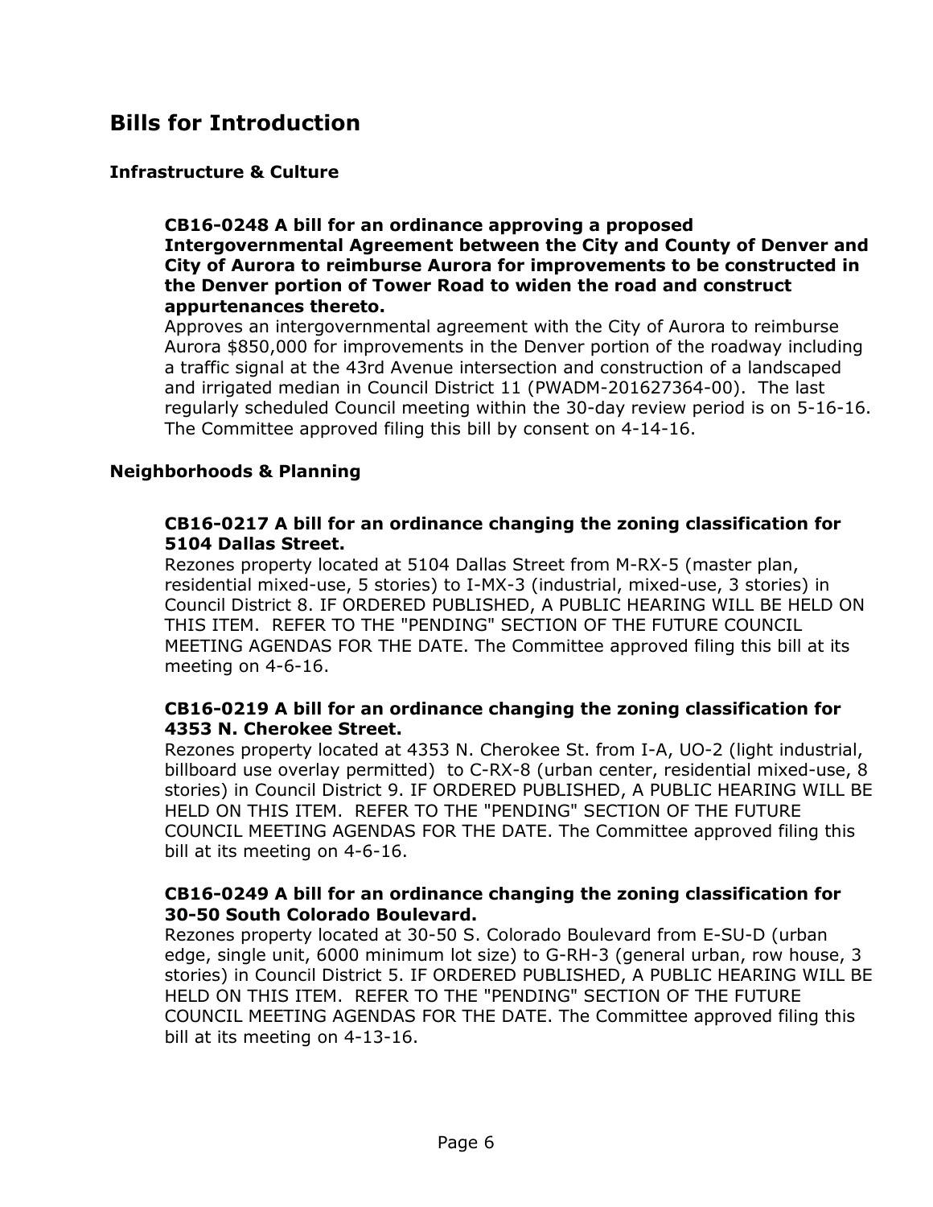## Bills for Introduction

### Infrastructure & Culture

**CB16-0248 A bill for an ordinance approving a proposed Intergovernmental Agreement between the City and County of Denver and City of Aurora to reimburse Aurora for improvements to be constructed in the Denver portion of Tower Road to widen the road and construct appurtenances thereto.**
Approves an intergovernmental agreement with the City of Aurora to reimburse Aurora $850,000 for improvements in the Denver portion of the roadway including a traffic signal at the 43rd Avenue intersection and construction of a landscaped and irrigated median in Council District 11 (PWADM-201627364-00). The last regularly scheduled Council meeting within the 30-day review period is on 5-16-16. The Committee approved filing this bill by consent on 4-14-16.

### Neighborhoods & Planning

**CB16-0217 A bill for an ordinance changing the zoning classification for 5104 Dallas Street.**
Rezones property located at 5104 Dallas Street from M-RX-5 (master plan, residential mixed-use, 5 stories) to I-MX-3 (industrial, mixed-use, 3 stories) in Council District 8. IF ORDERED PUBLISHED, A PUBLIC HEARING WILL BE HELD ON THIS ITEM. REFER TO THE "PENDING" SECTION OF THE FUTURE COUNCIL MEETING AGENDAS FOR THE DATE. The Committee approved filing this bill at its meeting on 4-6-16.

**CB16-0219 A bill for an ordinance changing the zoning classification for 4353 N. Cherokee Street.**
Rezones property located at 4353 N. Cherokee St. from I-A, UO-2 (light industrial, billboard use overlay permitted) to C-RX-8 (urban center, residential mixed-use, 8 stories) in Council District 9. IF ORDERED PUBLISHED, A PUBLIC HEARING WILL BE HELD ON THIS ITEM. REFER TO THE "PENDING" SECTION OF THE FUTURE COUNCIL MEETING AGENDAS FOR THE DATE. The Committee approved filing this bill at its meeting on 4-6-16.

**CB16-0249 A bill for an ordinance changing the zoning classification for 30-50 South Colorado Boulevard.**
Rezones property located at 30-50 S. Colorado Boulevard from E-SU-D (urban edge, single unit, 6000 minimum lot size) to G-RH-3 (general urban, row house, 3 stories) in Council District 5. IF ORDERED PUBLISHED, A PUBLIC HEARING WILL BE HELD ON THIS ITEM. REFER TO THE "PENDING" SECTION OF THE FUTURE COUNCIL MEETING AGENDAS FOR THE DATE. The Committee approved filing this bill at its meeting on 4-13-16.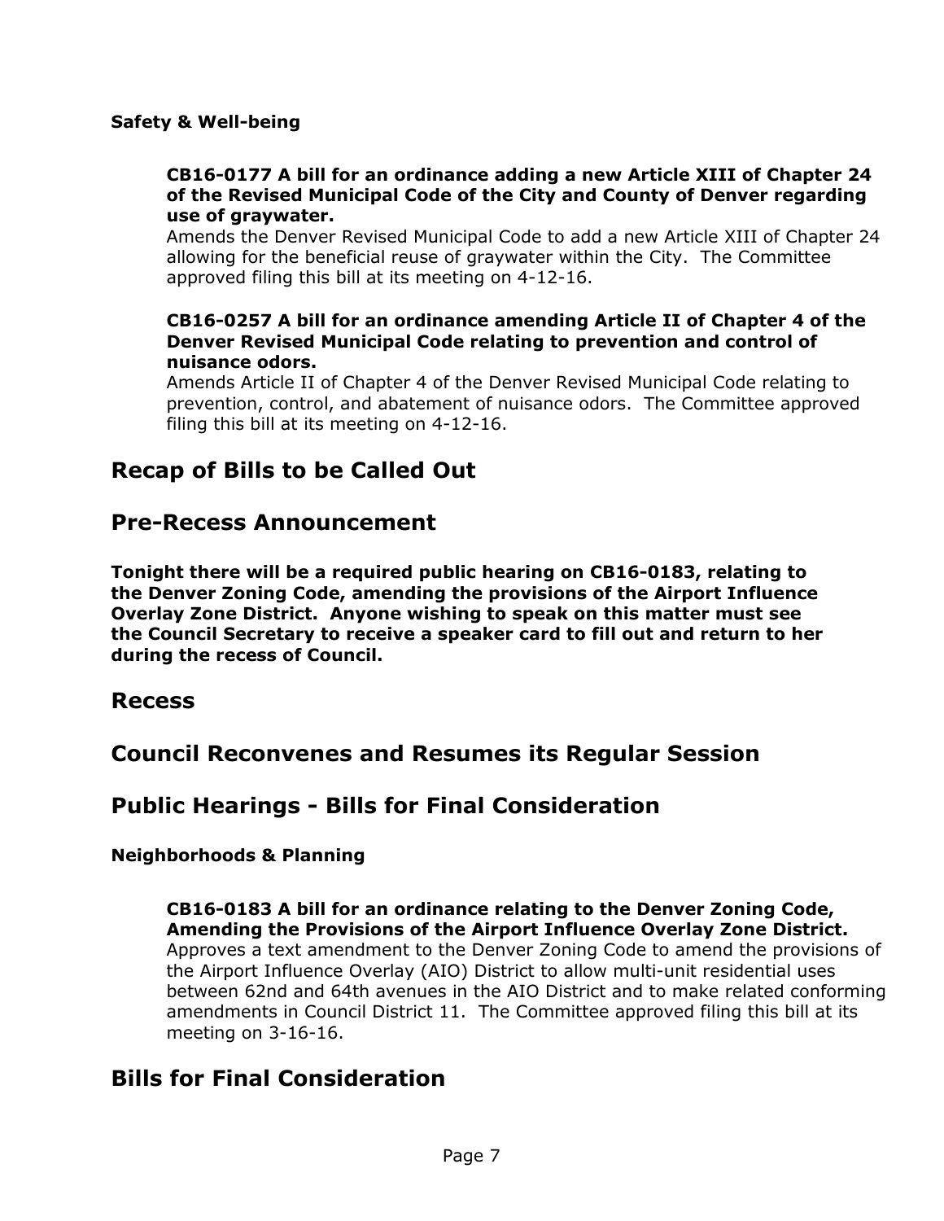**Safety & Well-being**

**CB16-0177 A bill for an ordinance adding a new Article XIII of Chapter 24 of the Revised Municipal Code of the City and County of Denver regarding use of graywater.**
Amends the Denver Revised Municipal Code to add a new Article XIII of Chapter 24 allowing for the beneficial reuse of graywater within the City. The Committee approved filing this bill at its meeting on 4-12-16.

**CB16-0257 A bill for an ordinance amending Article II of Chapter 4 of the Denver Revised Municipal Code relating to prevention and control of nuisance odors.**
Amends Article II of Chapter 4 of the Denver Revised Municipal Code relating to prevention, control, and abatement of nuisance odors. The Committee approved filing this bill at its meeting on 4-12-16.

## Recap of Bills to be Called Out

## Pre-Recess Announcement

**Tonight there will be a required public hearing on CB16-0183, relating to the Denver Zoning Code, amending the provisions of the Airport Influence Overlay Zone District. Anyone wishing to speak on this matter must see the Council Secretary to receive a speaker card to fill out and return to her during the recess of Council.**

## Recess

## Council Reconvenes and Resumes its Regular Session

## Public Hearings - Bills for Final Consideration

**Neighborhoods & Planning**

**CB16-0183 A bill for an ordinance relating to the Denver Zoning Code, Amending the Provisions of the Airport Influence Overlay Zone District.**
Approves a text amendment to the Denver Zoning Code to amend the provisions of the Airport Influence Overlay (AIO) District to allow multi-unit residential uses between 62nd and 64th avenues in the AIO District and to make related conforming amendments in Council District 11. The Committee approved filing this bill at its meeting on 3-16-16.

## Bills for Final Consideration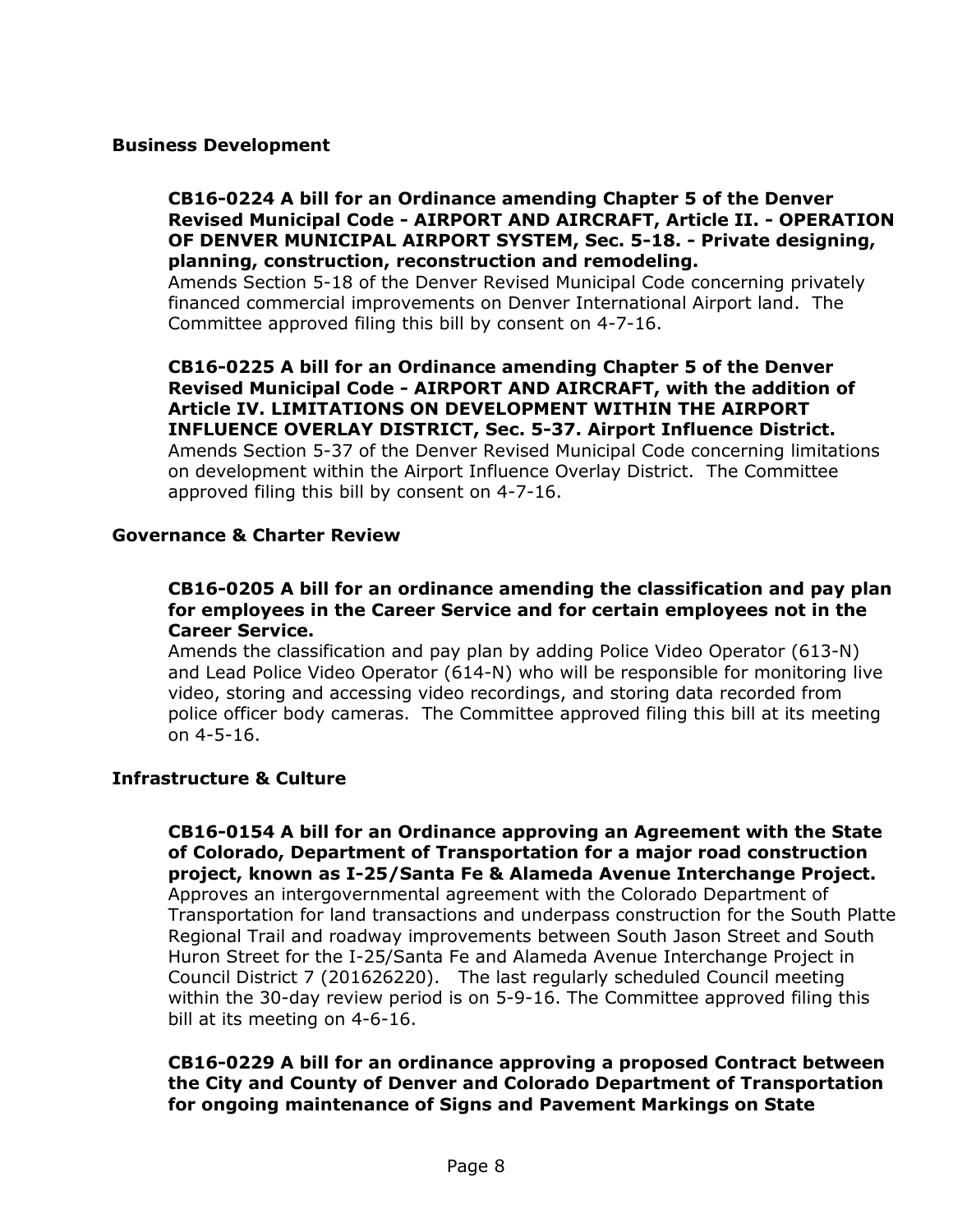**Business Development**

**CB16-0224 A bill for an Ordinance amending Chapter 5 of the Denver Revised Municipal Code - AIRPORT AND AIRCRAFT, Article II. - OPERATION OF DENVER MUNICIPAL AIRPORT SYSTEM, Sec. 5-18. - Private designing, planning, construction, reconstruction and remodeling.**
Amends Section 5-18 of the Denver Revised Municipal Code concerning privately financed commercial improvements on Denver International Airport land. The Committee approved filing this bill by consent on 4-7-16.

**CB16-0225 A bill for an Ordinance amending Chapter 5 of the Denver Revised Municipal Code - AIRPORT AND AIRCRAFT, with the addition of Article IV. LIMITATIONS ON DEVELOPMENT WITHIN THE AIRPORT INFLUENCE OVERLAY DISTRICT, Sec. 5-37. Airport Influence District.**
Amends Section 5-37 of the Denver Revised Municipal Code concerning limitations on development within the Airport Influence Overlay District. The Committee approved filing this bill by consent on 4-7-16.

**Governance & Charter Review**

**CB16-0205 A bill for an ordinance amending the classification and pay plan for employees in the Career Service and for certain employees not in the Career Service.**
Amends the classification and pay plan by adding Police Video Operator (613-N) and Lead Police Video Operator (614-N) who will be responsible for monitoring live video, storing and accessing video recordings, and storing data recorded from police officer body cameras. The Committee approved filing this bill at its meeting on 4-5-16.

**Infrastructure & Culture**

**CB16-0154 A bill for an Ordinance approving an Agreement with the State of Colorado, Department of Transportation for a major road construction project, known as I-25/Santa Fe & Alameda Avenue Interchange Project.**
Approves an intergovernmental agreement with the Colorado Department of Transportation for land transactions and underpass construction for the South Platte Regional Trail and roadway improvements between South Jason Street and South Huron Street for the I-25/Santa Fe and Alameda Avenue Interchange Project in Council District 7 (201626220). The last regularly scheduled Council meeting within the 30-day review period is on 5-9-16. The Committee approved filing this bill at its meeting on 4-6-16.

**CB16-0229 A bill for an ordinance approving a proposed Contract between the City and County of Denver and Colorado Department of Transportation for ongoing maintenance of Signs and Pavement Markings on State**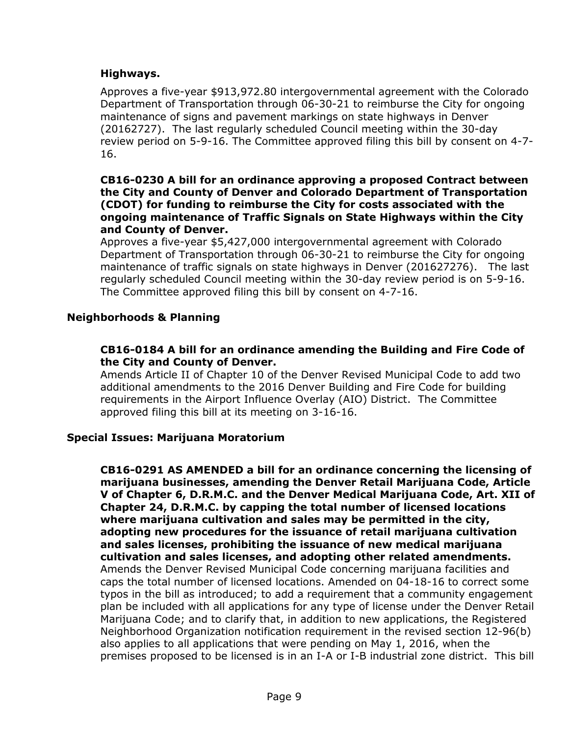**Highways.**

Approves a five-year $913,972.80 intergovernmental agreement with the Colorado Department of Transportation through 06-30-21 to reimburse the City for ongoing maintenance of signs and pavement markings on state highways in Denver (20162727). The last regularly scheduled Council meeting within the 30-day review period on 5-9-16. The Committee approved filing this bill by consent on 4-7-16.

**CB16-0230 A bill for an ordinance approving a proposed Contract between the City and County of Denver and Colorado Department of Transportation (CDOT) for funding to reimburse the City for costs associated with the ongoing maintenance of Traffic Signals on State Highways within the City and County of Denver.**

Approves a five-year $5,427,000 intergovernmental agreement with Colorado Department of Transportation through 06-30-21 to reimburse the City for ongoing maintenance of traffic signals on state highways in Denver (201627276). The last regularly scheduled Council meeting within the 30-day review period is on 5-9-16. The Committee approved filing this bill by consent on 4-7-16.

## Neighborhoods & Planning

**CB16-0184 A bill for an ordinance amending the Building and Fire Code of the City and County of Denver.**

Amends Article II of Chapter 10 of the Denver Revised Municipal Code to add two additional amendments to the 2016 Denver Building and Fire Code for building requirements in the Airport Influence Overlay (AIO) District. The Committee approved filing this bill at its meeting on 3-16-16.

## Special Issues: Marijuana Moratorium

**CB16-0291 AS AMENDED a bill for an ordinance concerning the licensing of marijuana businesses, amending the Denver Retail Marijuana Code, Article V of Chapter 6, D.R.M.C. and the Denver Medical Marijuana Code, Art. XII of Chapter 24, D.R.M.C. by capping the total number of licensed locations where marijuana cultivation and sales may be permitted in the city, adopting new procedures for the issuance of retail marijuana cultivation and sales licenses, prohibiting the issuance of new medical marijuana cultivation and sales licenses, and adopting other related amendments.**

Amends the Denver Revised Municipal Code concerning marijuana facilities and caps the total number of licensed locations. Amended on 04-18-16 to correct some typos in the bill as introduced; to add a requirement that a community engagement plan be included with all applications for any type of license under the Denver Retail Marijuana Code; and to clarify that, in addition to new applications, the Registered Neighborhood Organization notification requirement in the revised section 12-96(b) also applies to all applications that were pending on May 1, 2016, when the premises proposed to be licensed is in an I-A or I-B industrial zone district. This bill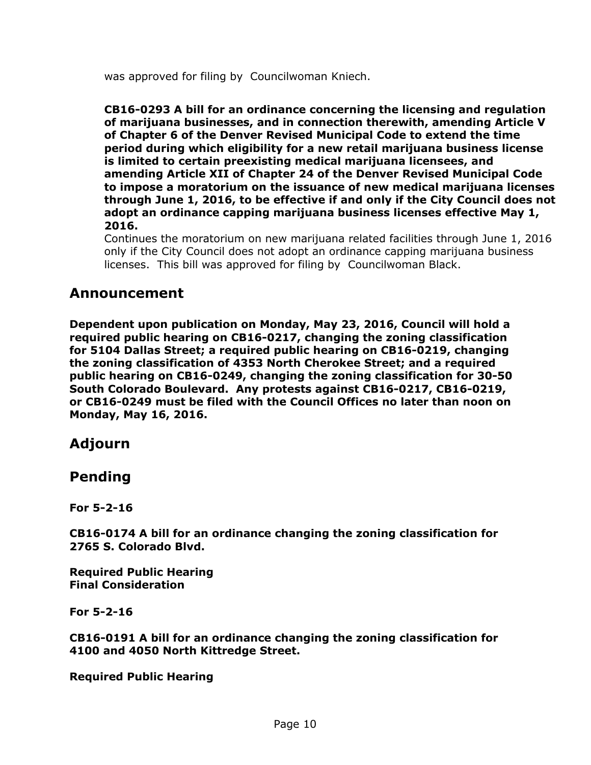was approved for filing by Councilwoman Kniech.

**CB16-0293 A bill for an ordinance concerning the licensing and regulation of marijuana businesses, and in connection therewith, amending Article V of Chapter 6 of the Denver Revised Municipal Code to extend the time period during which eligibility for a new retail marijuana business license is limited to certain preexisting medical marijuana licensees, and amending Article XII of Chapter 24 of the Denver Revised Municipal Code to impose a moratorium on the issuance of new medical marijuana licenses through June 1, 2016, to be effective if and only if the City Council does not adopt an ordinance capping marijuana business licenses effective May 1, 2016.**
Continues the moratorium on new marijuana related facilities through June 1, 2016 only if the City Council does not adopt an ordinance capping marijuana business licenses. This bill was approved for filing by Councilwoman Black.

## Announcement

**Dependent upon publication on Monday, May 23, 2016, Council will hold a required public hearing on CB16-0217, changing the zoning classification for 5104 Dallas Street; a required public hearing on CB16-0219, changing the zoning classification of 4353 North Cherokee Street; and a required public hearing on CB16-0249, changing the zoning classification for 30-50 South Colorado Boulevard. Any protests against CB16-0217, CB16-0219, or CB16-0249 must be filed with the Council Offices no later than noon on Monday, May 16, 2016.**

## Adjourn

## Pending

**For 5-2-16**

**CB16-0174 A bill for an ordinance changing the zoning classification for 2765 S. Colorado Blvd.**

**Required Public Hearing**
**Final Consideration**

**For 5-2-16**

**CB16-0191 A bill for an ordinance changing the zoning classification for 4100 and 4050 North Kittredge Street.**

**Required Public Hearing**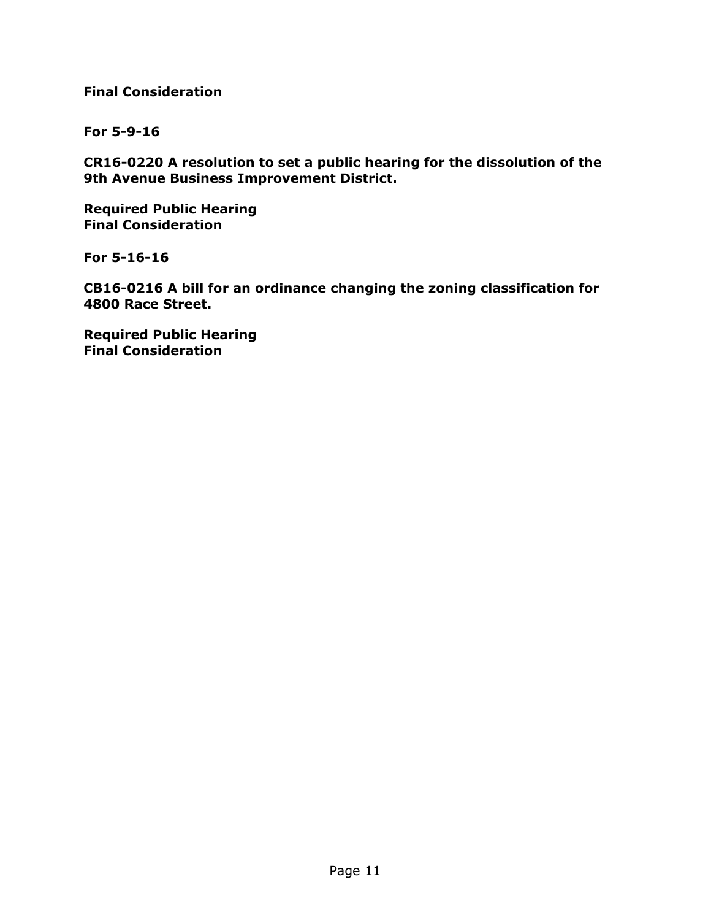**Final Consideration**

**For 5-9-16**

**CR16-0220 A resolution to set a public hearing for the dissolution of the 9th Avenue Business Improvement District.**

**Required Public Hearing**
**Final Consideration**

**For 5-16-16**

**CB16-0216 A bill for an ordinance changing the zoning classification for 4800 Race Street.**

**Required Public Hearing**
**Final Consideration**